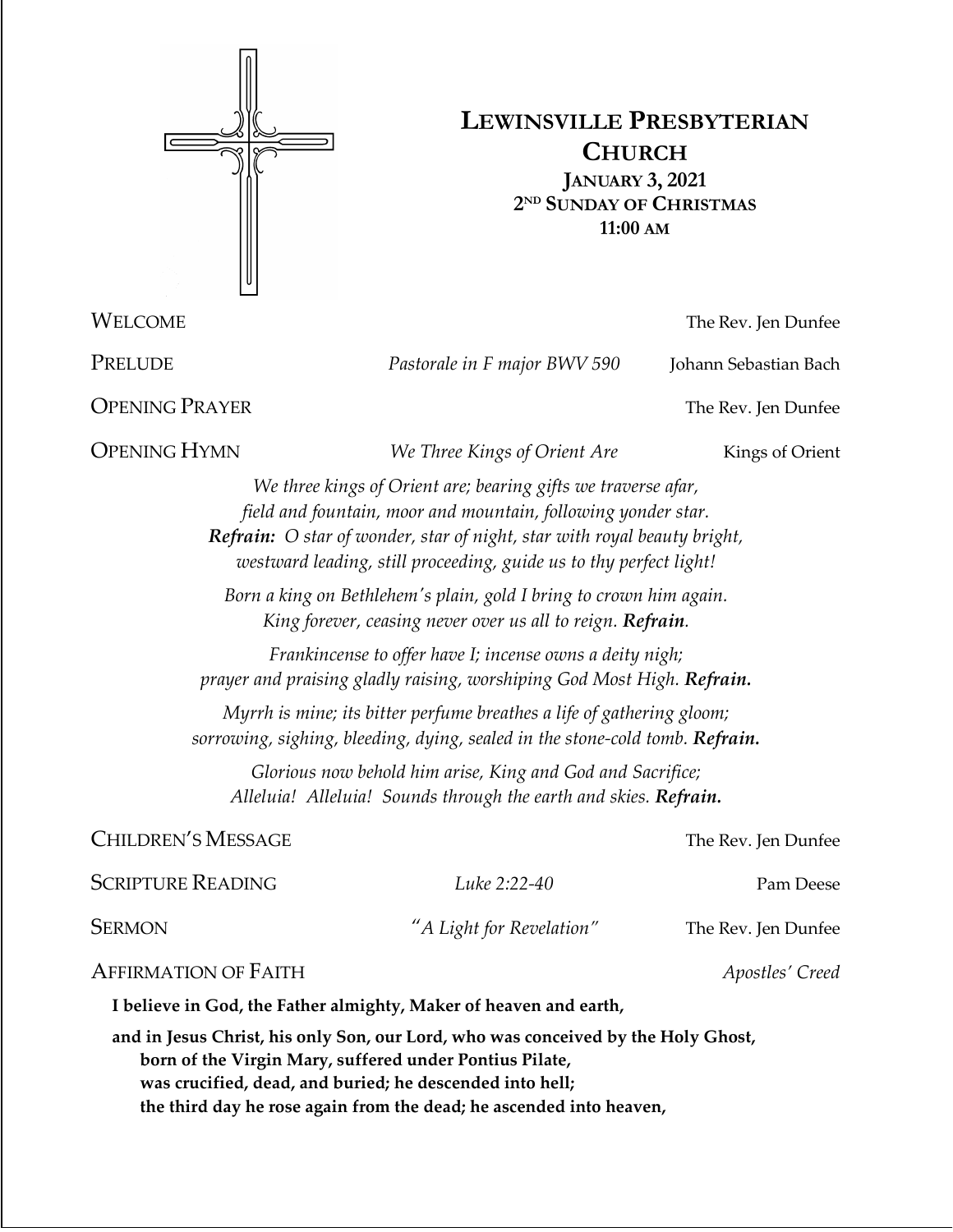# Lewinsville Presbyterian Church

**January 3, 2021**
**2nd Sunday of Christmas**
**11:00 am**

Welcome — The Rev. Jen Dunfee

Prelude — *Pastorale in F major BWV 590* — Johann Sebastian Bach

Opening Prayer — The Rev. Jen Dunfee

Opening Hymn — *We Three Kings of Orient Are* — Kings of Orient

*We three kings of Orient are; bearing gifts we traverse afar,*
*field and fountain, moor and mountain, following yonder star.*
***Refrain:*** *O star of wonder, star of night, star with royal beauty bright,*
*westward leading, still proceeding, guide us to thy perfect light!*

*Born a king on Bethlehem's plain, gold I bring to crown him again.*
*King forever, ceasing never over us all to reign.* ***Refrain****.*

*Frankincense to offer have I; incense owns a deity nigh;*
*prayer and praising gladly raising, worshiping God Most High.* ***Refrain.***

*Myrrh is mine; its bitter perfume breathes a life of gathering gloom;*
*sorrowing, sighing, bleeding, dying, sealed in the stone-cold tomb.* ***Refrain.***

*Glorious now behold him arise, King and God and Sacrifice;*
*Alleluia! Alleluia! Sounds through the earth and skies.* ***Refrain.***

Children's Message — The Rev. Jen Dunfee

Scripture Reading — *Luke 2:22-40* — Pam Deese

Sermon — *"A Light for Revelation"* — The Rev. Jen Dunfee

Affirmation of Faith — *Apostles' Creed*

**I believe in God, the Father almighty, Maker of heaven and earth,**

**and in Jesus Christ, his only Son, our Lord, who was conceived by the Holy Ghost,**
**born of the Virgin Mary, suffered under Pontius Pilate,**
**was crucified, dead, and buried; he descended into hell;**
**the third day he rose again from the dead; he ascended into heaven,**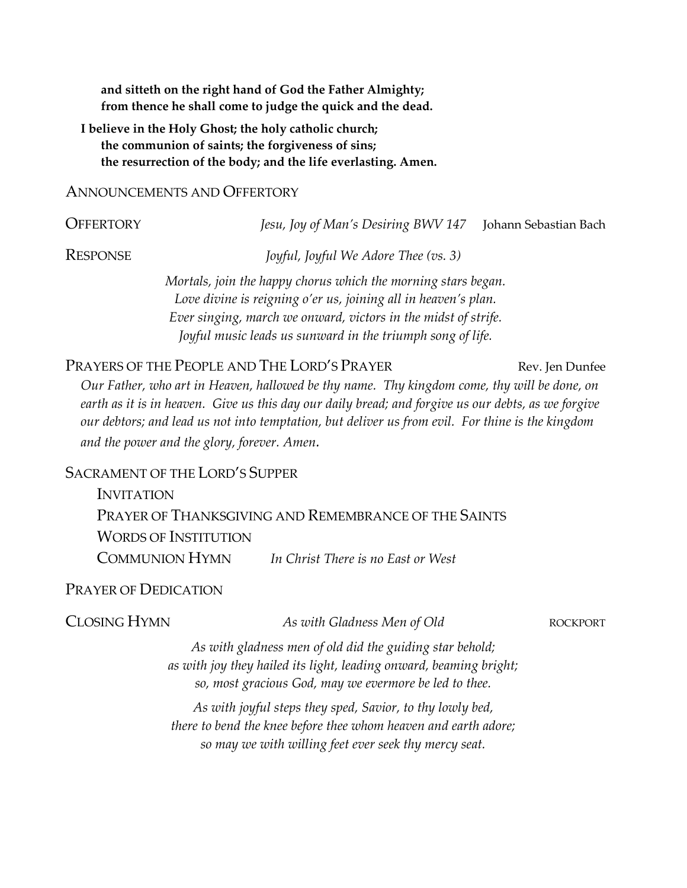**and sitteth on the right hand of God the Father Almighty;**
**from thence he shall come to judge the quick and the dead.**

**I believe in the Holy Ghost; the holy catholic church;**
**the communion of saints; the forgiveness of sins;**
**the resurrection of the body; and the life everlasting. Amen.**

## ANNOUNCEMENTS AND OFFERTORY

OFFERTORY *Jesu, Joy of Man's Desiring BWV 147* Johann Sebastian Bach

RESPONSE *Joyful, Joyful We Adore Thee (vs. 3)*

*Mortals, join the happy chorus which the morning stars began.*
*Love divine is reigning o'er us, joining all in heaven's plan.*
*Ever singing, march we onward, victors in the midst of strife.*
*Joyful music leads us sunward in the triumph song of life.*

## PRAYERS OF THE PEOPLE AND THE LORD'S PRAYER Rev. Jen Dunfee

*Our Father, who art in Heaven, hallowed be thy name. Thy kingdom come, thy will be done, on earth as it is in heaven. Give us this day our daily bread; and forgive us our debts, as we forgive our debtors; and lead us not into temptation, but deliver us from evil. For thine is the kingdom and the power and the glory, forever. Amen.*

## SACRAMENT OF THE LORD'S SUPPER

INVITATION

PRAYER OF THANKSGIVING AND REMEMBRANCE OF THE SAINTS

WORDS OF INSTITUTION

COMMUNION HYMN *In Christ There is no East or West*

## PRAYER OF DEDICATION

CLOSING HYMN *As with Gladness Men of Old* ROCKPORT

*As with gladness men of old did the guiding star behold;*
*as with joy they hailed its light, leading onward, beaming bright;*
*so, most gracious God, may we evermore be led to thee.*

*As with joyful steps they sped, Savior, to thy lowly bed,*
*there to bend the knee before thee whom heaven and earth adore;*
*so may we with willing feet ever seek thy mercy seat.*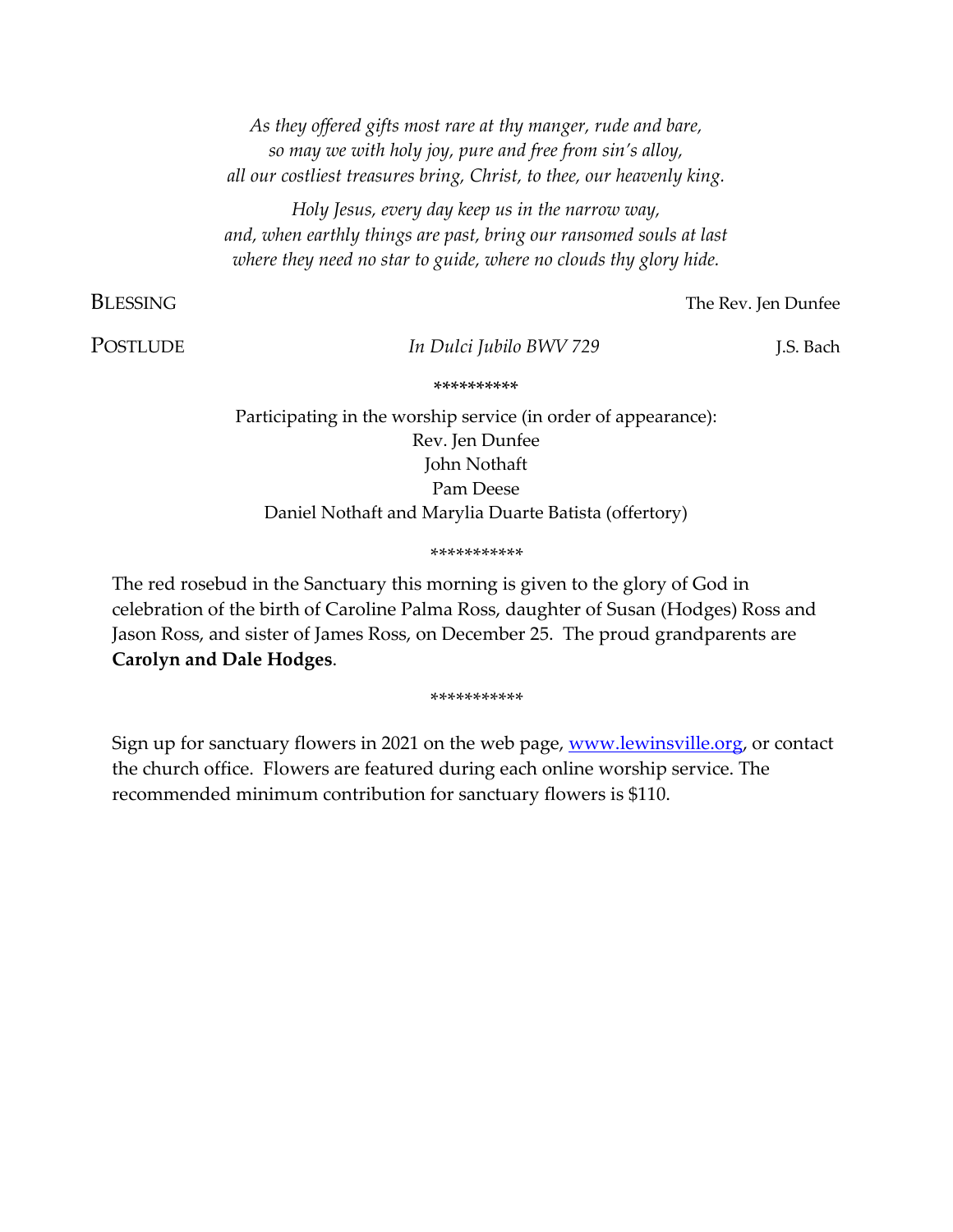*As they offered gifts most rare at thy manger, rude and bare,*
*so may we with holy joy, pure and free from sin's alloy,*
*all our costliest treasures bring, Christ, to thee, our heavenly king.*

*Holy Jesus, every day keep us in the narrow way,*
*and, when earthly things are past, bring our ransomed souls at last*
*where they need no star to guide, where no clouds thy glory hide.*

BLESSING — The Rev. Jen Dunfee

POSTLUDE — *In Dulci Jubilo BWV 729* — J.S. Bach

*********

Participating in the worship service (in order of appearance):
Rev. Jen Dunfee
John Nothaft
Pam Deese
Daniel Nothaft and Marylia Duarte Batista (offertory)

***********

The red rosebud in the Sanctuary this morning is given to the glory of God in celebration of the birth of Caroline Palma Ross, daughter of Susan (Hodges) Ross and Jason Ross, and sister of James Ross, on December 25. The proud grandparents are **Carolyn and Dale Hodges**.

***********

Sign up for sanctuary flowers in 2021 on the web page, [www.lewinsville.org](http://www.lewinsville.org), or contact the church office. Flowers are featured during each online worship service. The recommended minimum contribution for sanctuary flowers is $110.